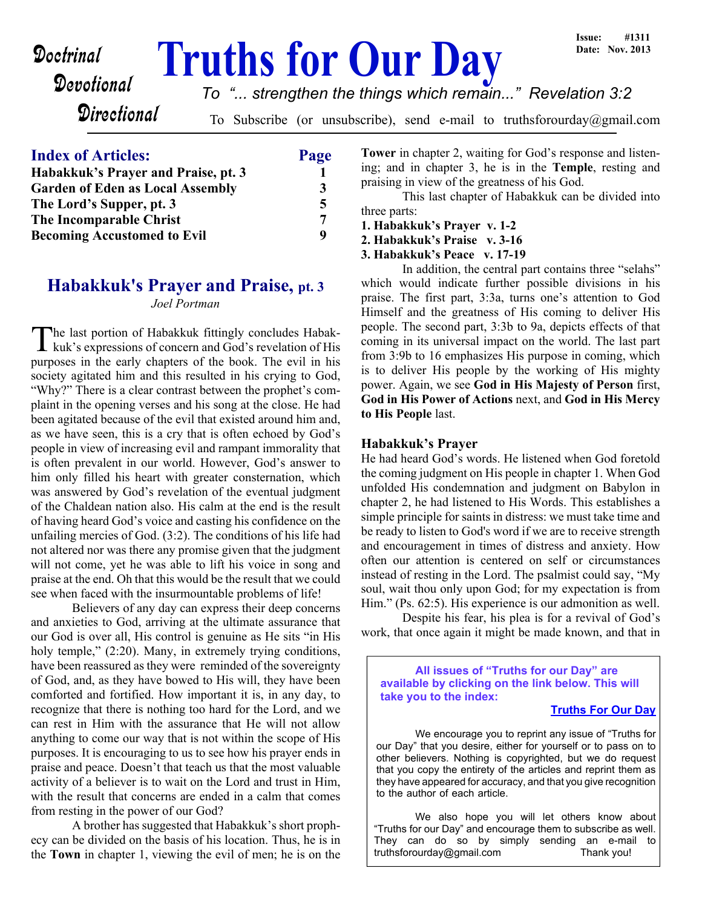Doctrinal
Devotional
Directional

# Truths for Our Day

Issue: #1311
Date: Nov. 2013

*To "... strengthen the things which remain..." Revelation 3:2*

To Subscribe (or unsubscribe), send e-mail to truthsforourday@gmail.com

## Index of Articles:

| Article | Page |
|---|---|
| **Habakkuk's Prayer and Praise, pt. 3** | **1** |
| **Garden of Eden as Local Assembly** | **3** |
| **The Lord's Supper, pt. 3** | **5** |
| **The Incomparable Christ** | **7** |
| **Becoming Accustomed to Evil** | **9** |

## Habakkuk's Prayer and Praise, pt. 3

*Joel Portman*

The last portion of Habakkuk fittingly concludes Habakkuk's expressions of concern and God's revelation of His purposes in the early chapters of the book. The evil in his society agitated him and this resulted in his crying to God, "Why?" There is a clear contrast between the prophet's complaint in the opening verses and his song at the close. He had been agitated because of the evil that existed around him and, as we have seen, this is a cry that is often echoed by God's people in view of increasing evil and rampant immorality that is often prevalent in our world. However, God's answer to him only filled his heart with greater consternation, which was answered by God's revelation of the eventual judgment of the Chaldean nation also. His calm at the end is the result of having heard God's voice and casting his confidence on the unfailing mercies of God. (3:2). The conditions of his life had not altered nor was there any promise given that the judgment will not come, yet he was able to lift his voice in song and praise at the end. Oh that this would be the result that we could see when faced with the insurmountable problems of life!

Believers of any day can express their deep concerns and anxieties to God, arriving at the ultimate assurance that our God is over all, His control is genuine as He sits "in His holy temple," (2:20). Many, in extremely trying conditions, have been reassured as they were reminded of the sovereignty of God, and, as they have bowed to His will, they have been comforted and fortified. How important it is, in any day, to recognize that there is nothing too hard for the Lord, and we can rest in Him with the assurance that He will not allow anything to come our way that is not within the scope of His purposes. It is encouraging to us to see how his prayer ends in praise and peace. Doesn't that teach us that the most valuable activity of a believer is to wait on the Lord and trust in Him, with the result that concerns are ended in a calm that comes from resting in the power of our God?

A brother has suggested that Habakkuk's short prophecy can be divided on the basis of his location. Thus, he is in the **Town** in chapter 1, viewing the evil of men; he is on the **Tower** in chapter 2, waiting for God's response and listening; and in chapter 3, he is in the **Temple**, resting and praising in view of the greatness of his God.

This last chapter of Habakkuk can be divided into three parts:

**1. Habakkuk's Prayer v. 1-2**
**2. Habakkuk's Praise v. 3-16**
**3. Habakkuk's Peace v. 17-19**

In addition, the central part contains three "selahs" which would indicate further possible divisions in his praise. The first part, 3:3a, turns one's attention to God Himself and the greatness of His coming to deliver His people. The second part, 3:3b to 9a, depicts effects of that coming in its universal impact on the world. The last part from 3:9b to 16 emphasizes His purpose in coming, which is to deliver His people by the working of His mighty power. Again, we see **God in His Majesty of Person** first, **God in His Power of Actions** next, and **God in His Mercy to His People** last.

### Habakkuk's Prayer

He had heard God's words. He listened when God foretold the coming judgment on His people in chapter 1. When God unfolded His condemnation and judgment on Babylon in chapter 2, he had listened to His Words. This establishes a simple principle for saints in distress: we must take time and be ready to listen to God's word if we are to receive strength and encouragement in times of distress and anxiety. How often our attention is centered on self or circumstances instead of resting in the Lord. The psalmist could say, "My soul, wait thou only upon God; for my expectation is from Him." (Ps. 62:5). His experience is our admonition as well.

Despite his fear, his plea is for a revival of God's work, that once again it might be made known, and that in

---

**All issues of "Truths for our Day" are available by clicking on the link below. This will take you to the index:**

**Truths For Our Day**

We encourage you to reprint any issue of "Truths for our Day" that you desire, either for yourself or to pass on to other believers. Nothing is copyrighted, but we do request that you copy the entirety of the articles and reprint them as they have appeared for accuracy, and that you give recognition to the author of each article.

We also hope you will let others know about "Truths for our Day" and encourage them to subscribe as well. They can do so by simply sending an e-mail to truthsforourday@gmail.com Thank you!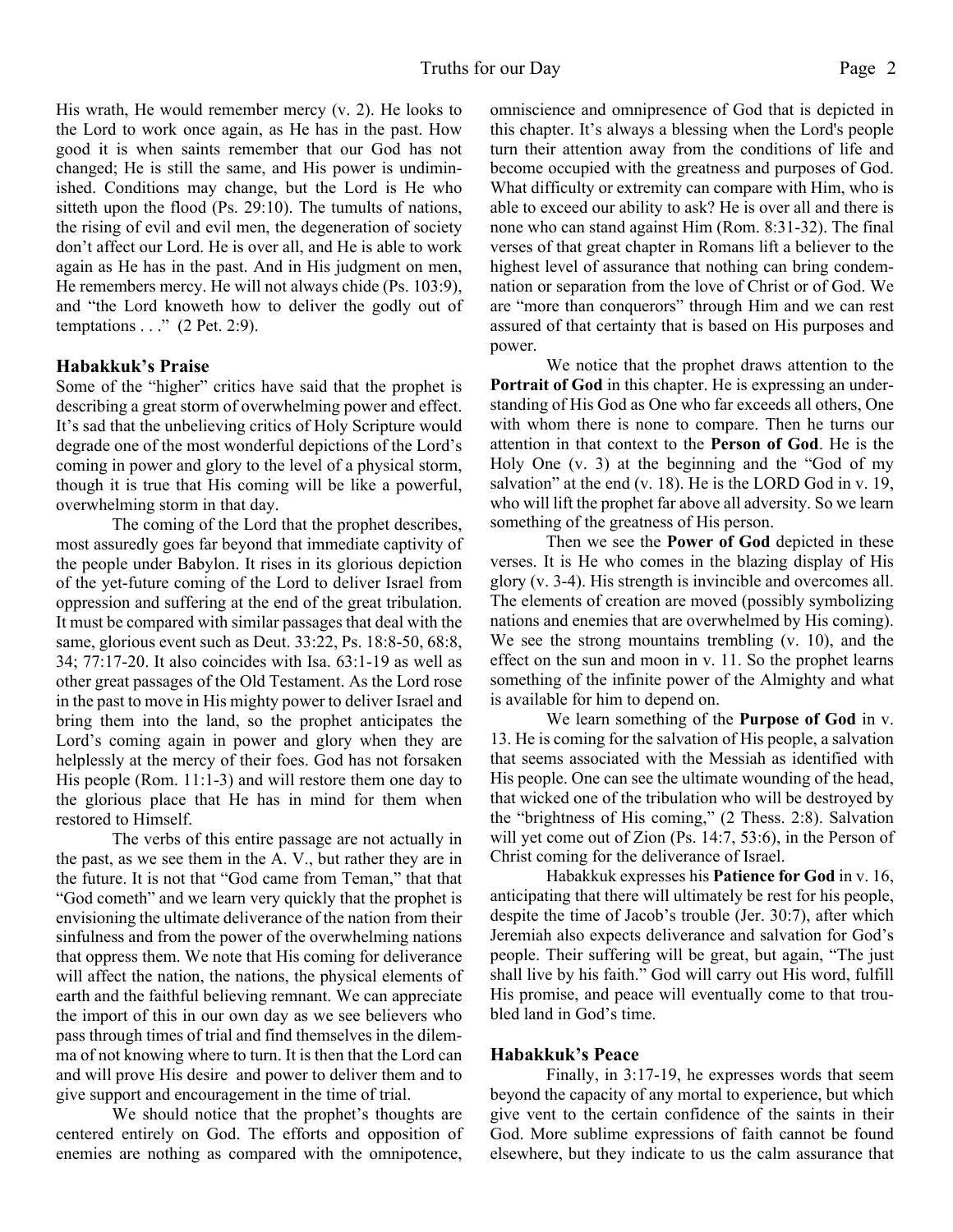His wrath, He would remember mercy (v. 2). He looks to the Lord to work once again, as He has in the past. How good it is when saints remember that our God has not changed; He is still the same, and His power is undiminished. Conditions may change, but the Lord is He who sitteth upon the flood (Ps. 29:10). The tumults of nations, the rising of evil and evil men, the degeneration of society don't affect our Lord. He is over all, and He is able to work again as He has in the past. And in His judgment on men, He remembers mercy. He will not always chide (Ps. 103:9), and "the Lord knoweth how to deliver the godly out of temptations . . ." (2 Pet. 2:9).

### Habakkuk's Praise

Some of the "higher" critics have said that the prophet is describing a great storm of overwhelming power and effect. It's sad that the unbelieving critics of Holy Scripture would degrade one of the most wonderful depictions of the Lord's coming in power and glory to the level of a physical storm, though it is true that His coming will be like a powerful, overwhelming storm in that day.

The coming of the Lord that the prophet describes, most assuredly goes far beyond that immediate captivity of the people under Babylon. It rises in its glorious depiction of the yet-future coming of the Lord to deliver Israel from oppression and suffering at the end of the great tribulation. It must be compared with similar passages that deal with the same, glorious event such as Deut. 33:22, Ps. 18:8-50, 68:8, 34; 77:17-20. It also coincides with Isa. 63:1-19 as well as other great passages of the Old Testament. As the Lord rose in the past to move in His mighty power to deliver Israel and bring them into the land, so the prophet anticipates the Lord's coming again in power and glory when they are helplessly at the mercy of their foes. God has not forsaken His people (Rom. 11:1-3) and will restore them one day to the glorious place that He has in mind for them when restored to Himself.

The verbs of this entire passage are not actually in the past, as we see them in the A. V., but rather they are in the future. It is not that "God came from Teman," that that "God cometh" and we learn very quickly that the prophet is envisioning the ultimate deliverance of the nation from their sinfulness and from the power of the overwhelming nations that oppress them. We note that His coming for deliverance will affect the nation, the nations, the physical elements of earth and the faithful believing remnant. We can appreciate the import of this in our own day as we see believers who pass through times of trial and find themselves in the dilemma of not knowing where to turn. It is then that the Lord can and will prove His desire and power to deliver them and to give support and encouragement in the time of trial.

We should notice that the prophet's thoughts are centered entirely on God. The efforts and opposition of enemies are nothing as compared with the omnipotence, omniscience and omnipresence of God that is depicted in this chapter. It's always a blessing when the Lord's people turn their attention away from the conditions of life and become occupied with the greatness and purposes of God. What difficulty or extremity can compare with Him, who is able to exceed our ability to ask? He is over all and there is none who can stand against Him (Rom. 8:31-32). The final verses of that great chapter in Romans lift a believer to the highest level of assurance that nothing can bring condemnation or separation from the love of Christ or of God. We are "more than conquerors" through Him and we can rest assured of that certainty that is based on His purposes and power.

We notice that the prophet draws attention to the **Portrait of God** in this chapter. He is expressing an understanding of His God as One who far exceeds all others, One with whom there is none to compare. Then he turns our attention in that context to the **Person of God**. He is the Holy One (v. 3) at the beginning and the "God of my salvation" at the end (v. 18). He is the LORD God in v. 19, who will lift the prophet far above all adversity. So we learn something of the greatness of His person.

Then we see the **Power of God** depicted in these verses. It is He who comes in the blazing display of His glory (v. 3-4). His strength is invincible and overcomes all. The elements of creation are moved (possibly symbolizing nations and enemies that are overwhelmed by His coming). We see the strong mountains trembling (v. 10), and the effect on the sun and moon in v. 11. So the prophet learns something of the infinite power of the Almighty and what is available for him to depend on.

We learn something of the **Purpose of God** in v. 13. He is coming for the salvation of His people, a salvation that seems associated with the Messiah as identified with His people. One can see the ultimate wounding of the head, that wicked one of the tribulation who will be destroyed by the "brightness of His coming," (2 Thess. 2:8). Salvation will yet come out of Zion (Ps. 14:7, 53:6), in the Person of Christ coming for the deliverance of Israel.

Habakkuk expresses his **Patience for God** in v. 16, anticipating that there will ultimately be rest for his people, despite the time of Jacob's trouble (Jer. 30:7), after which Jeremiah also expects deliverance and salvation for God's people. Their suffering will be great, but again, "The just shall live by his faith." God will carry out His word, fulfill His promise, and peace will eventually come to that troubled land in God's time.

### Habakkuk's Peace

Finally, in 3:17-19, he expresses words that seem beyond the capacity of any mortal to experience, but which give vent to the certain confidence of the saints in their God. More sublime expressions of faith cannot be found elsewhere, but they indicate to us the calm assurance that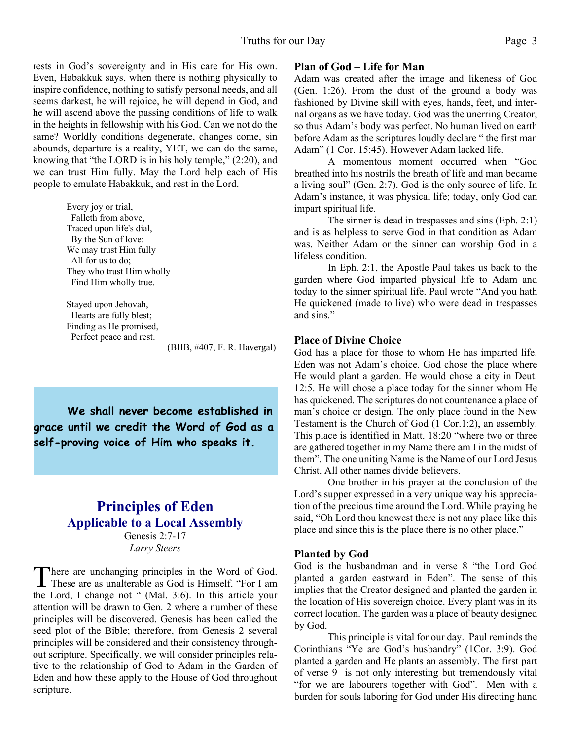rests in God's sovereignty and in His care for His own. Even, Habakkuk says, when there is nothing physically to inspire confidence, nothing to satisfy personal needs, and all seems darkest, he will rejoice, he will depend in God, and he will ascend above the passing conditions of life to walk in the heights in fellowship with his God. Can we not do the same? Worldly conditions degenerate, changes come, sin abounds, departure is a reality, YET, we can do the same, knowing that "the LORD is in his holy temple," (2:20), and we can trust Him fully. May the Lord help each of His people to emulate Habakkuk, and rest in the Lord.

Every joy or trial,
Falleth from above,
Traced upon life's dial,
By the Sun of love:
We may trust Him fully
All for us to do;
They who trust Him wholly
Find Him wholly true.

Stayed upon Jehovah,
Hearts are fully blest;
Finding as He promised,
Perfect peace and rest.

(BHB, #407, F. R. Havergal)

**We shall never become established in grace until we credit the Word of God as a self-proving voice of Him who speaks it.**

## Principles of Eden
## Applicable to a Local Assembly

Genesis 2:7-17

*Larry Steers*

There are unchanging principles in the Word of God. These are as unalterable as God is Himself. "For I am the Lord, I change not " (Mal. 3:6). In this article your attention will be drawn to Gen. 2 where a number of these principles will be discovered. Genesis has been called the seed plot of the Bible; therefore, from Genesis 2 several principles will be considered and their consistency throughout scripture. Specifically, we will consider principles relative to the relationship of God to Adam in the Garden of Eden and how these apply to the House of God throughout scripture.

### Plan of God – Life for Man

Adam was created after the image and likeness of God (Gen. 1:26). From the dust of the ground a body was fashioned by Divine skill with eyes, hands, feet, and internal organs as we have today. God was the unerring Creator, so thus Adam's body was perfect. No human lived on earth before Adam as the scriptures loudly declare " the first man Adam" (1 Cor. 15:45). However Adam lacked life.

A momentous moment occurred when "God breathed into his nostrils the breath of life and man became a living soul" (Gen. 2:7). God is the only source of life. In Adam's instance, it was physical life; today, only God can impart spiritual life.

The sinner is dead in trespasses and sins (Eph. 2:1) and is as helpless to serve God in that condition as Adam was. Neither Adam or the sinner can worship God in a lifeless condition.

In Eph. 2:1, the Apostle Paul takes us back to the garden where God imparted physical life to Adam and today to the sinner spiritual life. Paul wrote "And you hath He quickened (made to live) who were dead in trespasses and sins."

### Place of Divine Choice

God has a place for those to whom He has imparted life. Eden was not Adam's choice. God chose the place where He would plant a garden. He would chose a city in Deut. 12:5. He will chose a place today for the sinner whom He has quickened. The scriptures do not countenance a place of man's choice or design. The only place found in the New Testament is the Church of God (1 Cor.1:2), an assembly. This place is identified in Matt. 18:20 "where two or three are gathered together in my Name there am I in the midst of them". The one uniting Name is the Name of our Lord Jesus Christ. All other names divide believers.

One brother in his prayer at the conclusion of the Lord's supper expressed in a very unique way his appreciation of the precious time around the Lord. While praying he said, "Oh Lord thou knowest there is not any place like this place and since this is the place there is no other place."

### Planted by God

God is the husbandman and in verse 8 "the Lord God planted a garden eastward in Eden". The sense of this implies that the Creator designed and planted the garden in the location of His sovereign choice. Every plant was in its correct location. The garden was a place of beauty designed by God.

This principle is vital for our day. Paul reminds the Corinthians "Ye are God's husbandry" (1Cor. 3:9). God planted a garden and He plants an assembly. The first part of verse 9 is not only interesting but tremendously vital "for we are labourers together with God". Men with a burden for souls laboring for God under His directing hand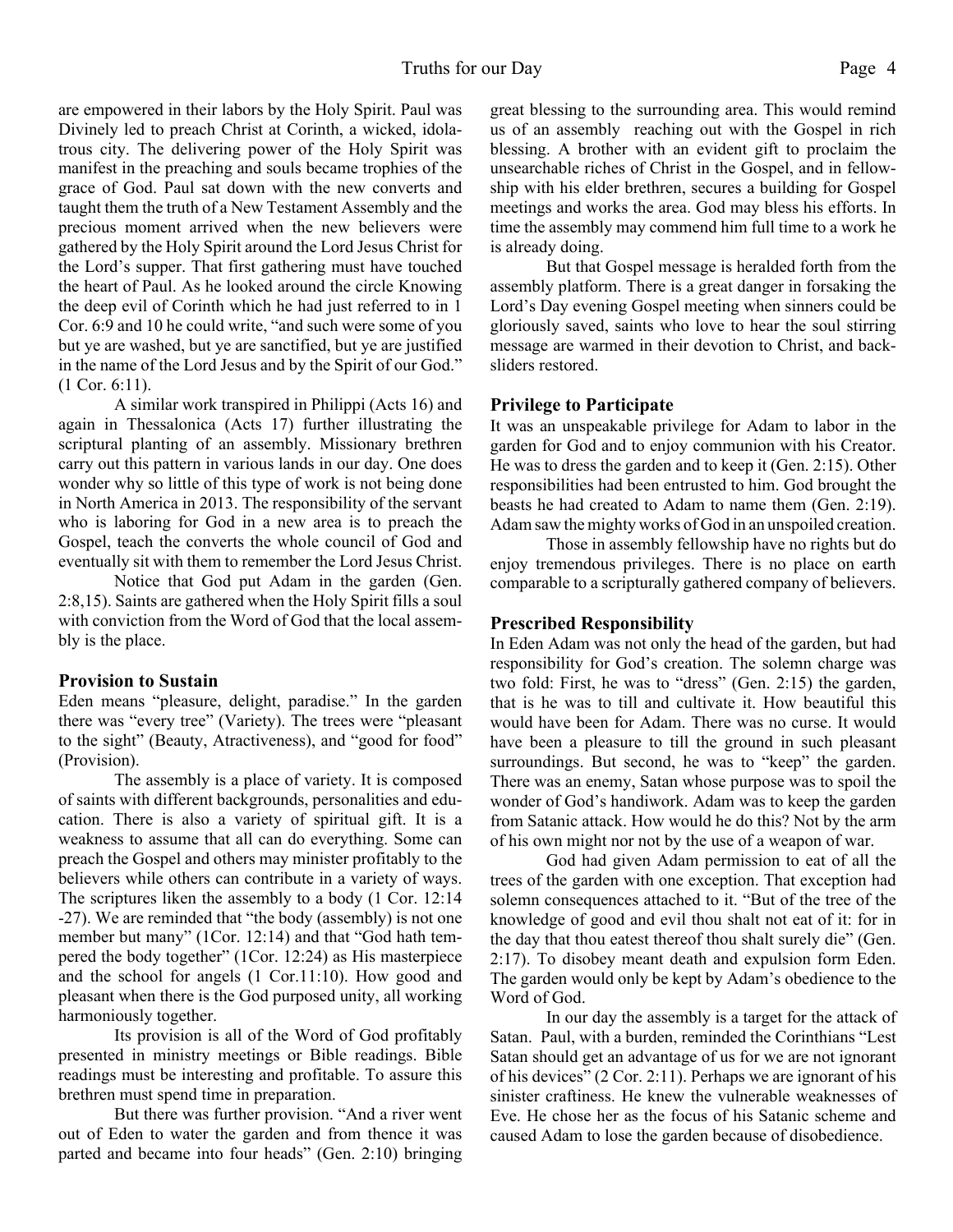are empowered in their labors by the Holy Spirit. Paul was Divinely led to preach Christ at Corinth, a wicked, idolatrous city. The delivering power of the Holy Spirit was manifest in the preaching and souls became trophies of the grace of God. Paul sat down with the new converts and taught them the truth of a New Testament Assembly and the precious moment arrived when the new believers were gathered by the Holy Spirit around the Lord Jesus Christ for the Lord's supper. That first gathering must have touched the heart of Paul. As he looked around the circle Knowing the deep evil of Corinth which he had just referred to in 1 Cor. 6:9 and 10 he could write, "and such were some of you but ye are washed, but ye are sanctified, but ye are justified in the name of the Lord Jesus and by the Spirit of our God." (1 Cor. 6:11).

A similar work transpired in Philippi (Acts 16) and again in Thessalonica (Acts 17) further illustrating the scriptural planting of an assembly. Missionary brethren carry out this pattern in various lands in our day. One does wonder why so little of this type of work is not being done in North America in 2013. The responsibility of the servant who is laboring for God in a new area is to preach the Gospel, teach the converts the whole council of God and eventually sit with them to remember the Lord Jesus Christ.

Notice that God put Adam in the garden (Gen. 2:8,15). Saints are gathered when the Holy Spirit fills a soul with conviction from the Word of God that the local assembly is the place.

### Provision to Sustain

Eden means "pleasure, delight, paradise." In the garden there was "every tree" (Variety). The trees were "pleasant to the sight" (Beauty, Atractiveness), and "good for food" (Provision).

The assembly is a place of variety. It is composed of saints with different backgrounds, personalities and education. There is also a variety of spiritual gift. It is a weakness to assume that all can do everything. Some can preach the Gospel and others may minister profitably to the believers while others can contribute in a variety of ways. The scriptures liken the assembly to a body (1 Cor. 12:14 -27). We are reminded that "the body (assembly) is not one member but many" (1Cor. 12:14) and that "God hath tempered the body together" (1Cor. 12:24) as His masterpiece and the school for angels (1 Cor.11:10). How good and pleasant when there is the God purposed unity, all working harmoniously together.

Its provision is all of the Word of God profitably presented in ministry meetings or Bible readings. Bible readings must be interesting and profitable. To assure this brethren must spend time in preparation.

But there was further provision. "And a river went out of Eden to water the garden and from thence it was parted and became into four heads" (Gen. 2:10) bringing great blessing to the surrounding area. This would remind us of an assembly reaching out with the Gospel in rich blessing. A brother with an evident gift to proclaim the unsearchable riches of Christ in the Gospel, and in fellowship with his elder brethren, secures a building for Gospel meetings and works the area. God may bless his efforts. In time the assembly may commend him full time to a work he is already doing.

But that Gospel message is heralded forth from the assembly platform. There is a great danger in forsaking the Lord's Day evening Gospel meeting when sinners could be gloriously saved, saints who love to hear the soul stirring message are warmed in their devotion to Christ, and backsliders restored.

### Privilege to Participate

It was an unspeakable privilege for Adam to labor in the garden for God and to enjoy communion with his Creator. He was to dress the garden and to keep it (Gen. 2:15). Other responsibilities had been entrusted to him. God brought the beasts he had created to Adam to name them (Gen. 2:19). Adam saw the mighty works of God in an unspoiled creation.

Those in assembly fellowship have no rights but do enjoy tremendous privileges. There is no place on earth comparable to a scripturally gathered company of believers.

### Prescribed Responsibility

In Eden Adam was not only the head of the garden, but had responsibility for God's creation. The solemn charge was two fold: First, he was to "dress" (Gen. 2:15) the garden, that is he was to till and cultivate it. How beautiful this would have been for Adam. There was no curse. It would have been a pleasure to till the ground in such pleasant surroundings. But second, he was to "keep" the garden. There was an enemy, Satan whose purpose was to spoil the wonder of God's handiwork. Adam was to keep the garden from Satanic attack. How would he do this? Not by the arm of his own might nor not by the use of a weapon of war.

God had given Adam permission to eat of all the trees of the garden with one exception. That exception had solemn consequences attached to it. "But of the tree of the knowledge of good and evil thou shalt not eat of it: for in the day that thou eatest thereof thou shalt surely die" (Gen. 2:17). To disobey meant death and expulsion form Eden. The garden would only be kept by Adam's obedience to the Word of God.

In our day the assembly is a target for the attack of Satan. Paul, with a burden, reminded the Corinthians "Lest Satan should get an advantage of us for we are not ignorant of his devices" (2 Cor. 2:11). Perhaps we are ignorant of his sinister craftiness. He knew the vulnerable weaknesses of Eve. He chose her as the focus of his Satanic scheme and caused Adam to lose the garden because of disobedience.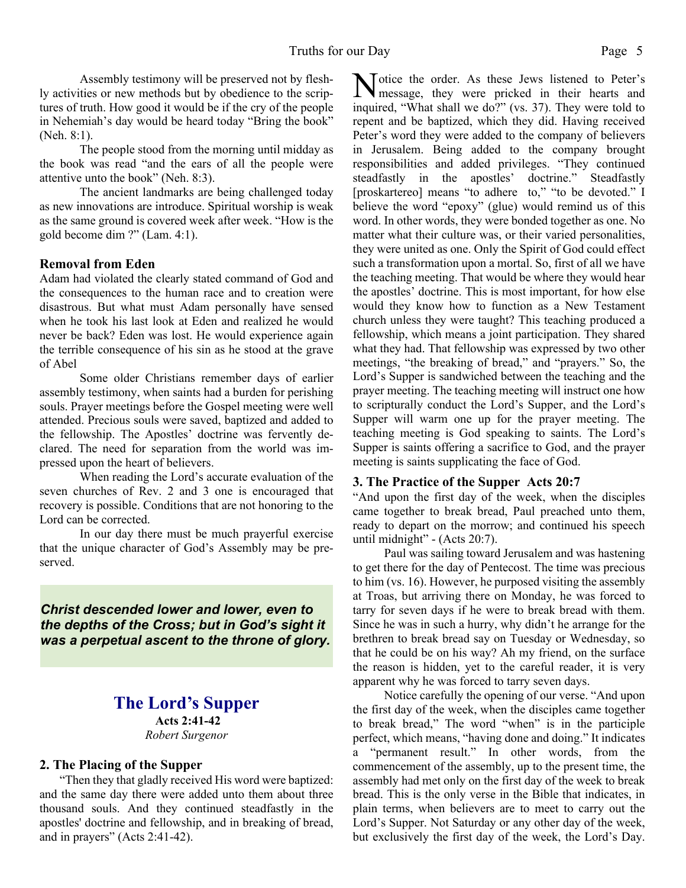Assembly testimony will be preserved not by fleshly activities or new methods but by obedience to the scriptures of truth. How good it would be if the cry of the people in Nehemiah's day would be heard today "Bring the book" (Neh. 8:1).

The people stood from the morning until midday as the book was read "and the ears of all the people were attentive unto the book" (Neh. 8:3).

The ancient landmarks are being challenged today as new innovations are introduce. Spiritual worship is weak as the same ground is covered week after week. "How is the gold become dim ?" (Lam. 4:1).

**Removal from Eden**

Adam had violated the clearly stated command of God and the consequences to the human race and to creation were disastrous. But what must Adam personally have sensed when he took his last look at Eden and realized he would never be back? Eden was lost. He would experience again the terrible consequence of his sin as he stood at the grave of Abel

Some older Christians remember days of earlier assembly testimony, when saints had a burden for perishing souls. Prayer meetings before the Gospel meeting were well attended. Precious souls were saved, baptized and added to the fellowship. The Apostles' doctrine was fervently declared. The need for separation from the world was impressed upon the heart of believers.

When reading the Lord's accurate evaluation of the seven churches of Rev. 2 and 3 one is encouraged that recovery is possible. Conditions that are not honoring to the Lord can be corrected.

In our day there must be much prayerful exercise that the unique character of God's Assembly may be preserved.

***Christ descended lower and lower, even to the depths of the Cross; but in God's sight it was a perpetual ascent to the throne of glory.***

## The Lord's Supper

**Acts 2:41-42**

*Robert Surgenor*

**2. The Placing of the Supper**

"Then they that gladly received His word were baptized: and the same day there were added unto them about three thousand souls. And they continued steadfastly in the apostles' doctrine and fellowship, and in breaking of bread, and in prayers" (Acts 2:41-42).

Notice the order. As these Jews listened to Peter's message, they were pricked in their hearts and inquired, "What shall we do?" (vs. 37). They were told to repent and be baptized, which they did. Having received Peter's word they were added to the company of believers in Jerusalem. Being added to the company brought responsibilities and added privileges. "They continued steadfastly in the apostles' doctrine." Steadfastly [proskartereo] means "to adhere to," "to be devoted." I believe the word "epoxy" (glue) would remind us of this word. In other words, they were bonded together as one. No matter what their culture was, or their varied personalities, they were united as one. Only the Spirit of God could effect such a transformation upon a mortal. So, first of all we have the teaching meeting. That would be where they would hear the apostles' doctrine. This is most important, for how else would they know how to function as a New Testament church unless they were taught? This teaching produced a fellowship, which means a joint participation. They shared what they had. That fellowship was expressed by two other meetings, "the breaking of bread," and "prayers." So, the Lord's Supper is sandwiched between the teaching and the prayer meeting. The teaching meeting will instruct one how to scripturally conduct the Lord's Supper, and the Lord's Supper will warm one up for the prayer meeting. The teaching meeting is God speaking to saints. The Lord's Supper is saints offering a sacrifice to God, and the prayer meeting is saints supplicating the face of God.

**3. The Practice of the Supper Acts 20:7**

"And upon the first day of the week, when the disciples came together to break bread, Paul preached unto them, ready to depart on the morrow; and continued his speech until midnight" - (Acts 20:7).

Paul was sailing toward Jerusalem and was hastening to get there for the day of Pentecost. The time was precious to him (vs. 16). However, he purposed visiting the assembly at Troas, but arriving there on Monday, he was forced to tarry for seven days if he were to break bread with them. Since he was in such a hurry, why didn't he arrange for the brethren to break bread say on Tuesday or Wednesday, so that he could be on his way? Ah my friend, on the surface the reason is hidden, yet to the careful reader, it is very apparent why he was forced to tarry seven days.

Notice carefully the opening of our verse. "And upon the first day of the week, when the disciples came together to break bread," The word "when" is in the participle perfect, which means, "having done and doing." It indicates a "permanent result." In other words, from the commencement of the assembly, up to the present time, the assembly had met only on the first day of the week to break bread. This is the only verse in the Bible that indicates, in plain terms, when believers are to meet to carry out the Lord's Supper. Not Saturday or any other day of the week, but exclusively the first day of the week, the Lord's Day.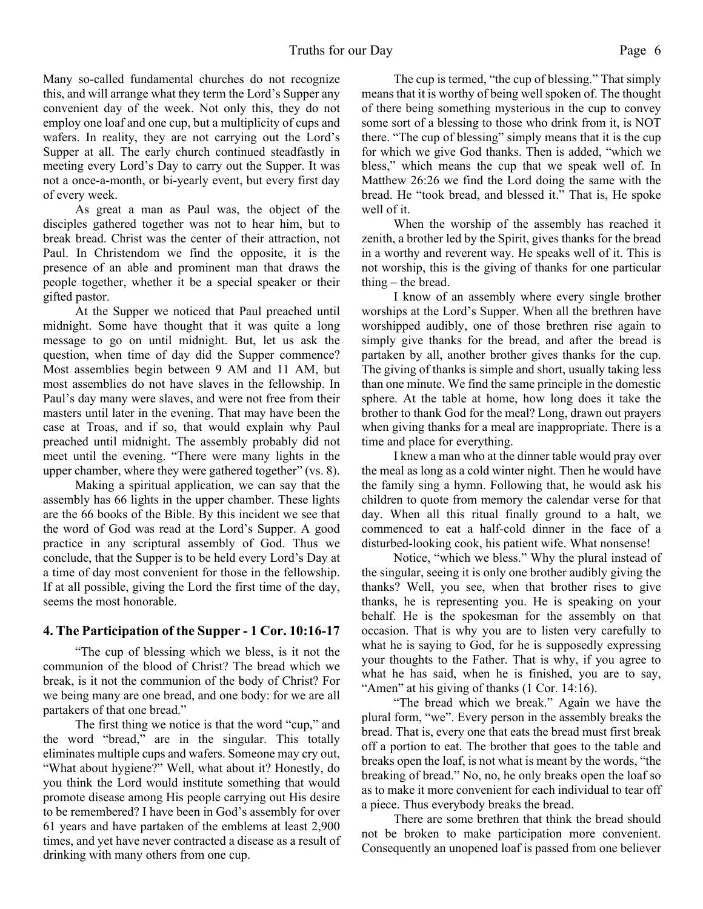Many so-called fundamental churches do not recognize this, and will arrange what they term the Lord's Supper any convenient day of the week. Not only this, they do not employ one loaf and one cup, but a multiplicity of cups and wafers. In reality, they are not carrying out the Lord's Supper at all. The early church continued steadfastly in meeting every Lord's Day to carry out the Supper. It was not a once-a-month, or bi-yearly event, but every first day of every week.

As great a man as Paul was, the object of the disciples gathered together was not to hear him, but to break bread. Christ was the center of their attraction, not Paul. In Christendom we find the opposite, it is the presence of an able and prominent man that draws the people together, whether it be a special speaker or their gifted pastor.

At the Supper we noticed that Paul preached until midnight. Some have thought that it was quite a long message to go on until midnight. But, let us ask the question, when time of day did the Supper commence? Most assemblies begin between 9 AM and 11 AM, but most assemblies do not have slaves in the fellowship. In Paul's day many were slaves, and were not free from their masters until later in the evening. That may have been the case at Troas, and if so, that would explain why Paul preached until midnight. The assembly probably did not meet until the evening. "There were many lights in the upper chamber, where they were gathered together" (vs. 8).

Making a spiritual application, we can say that the assembly has 66 lights in the upper chamber. These lights are the 66 books of the Bible. By this incident we see that the word of God was read at the Lord's Supper. A good practice in any scriptural assembly of God. Thus we conclude, that the Supper is to be held every Lord's Day at a time of day most convenient for those in the fellowship. If at all possible, giving the Lord the first time of the day, seems the most honorable.

### 4. The Participation of the Supper - 1 Cor. 10:16-17

"The cup of blessing which we bless, is it not the communion of the blood of Christ? The bread which we break, is it not the communion of the body of Christ? For we being many are one bread, and one body: for we are all partakers of that one bread."

The first thing we notice is that the word "cup," and the word "bread," are in the singular. This totally eliminates multiple cups and wafers. Someone may cry out, "What about hygiene?" Well, what about it? Honestly, do you think the Lord would institute something that would promote disease among His people carrying out His desire to be remembered? I have been in God's assembly for over 61 years and have partaken of the emblems at least 2,900 times, and yet have never contracted a disease as a result of drinking with many others from one cup.

The cup is termed, "the cup of blessing." That simply means that it is worthy of being well spoken of. The thought of there being something mysterious in the cup to convey some sort of a blessing to those who drink from it, is NOT there. "The cup of blessing" simply means that it is the cup for which we give God thanks. Then is added, "which we bless," which means the cup that we speak well of. In Matthew 26:26 we find the Lord doing the same with the bread. He "took bread, and blessed it." That is, He spoke well of it.

When the worship of the assembly has reached it zenith, a brother led by the Spirit, gives thanks for the bread in a worthy and reverent way. He speaks well of it. This is not worship, this is the giving of thanks for one particular thing – the bread.

I know of an assembly where every single brother worships at the Lord's Supper. When all the brethren have worshipped audibly, one of those brethren rise again to simply give thanks for the bread, and after the bread is partaken by all, another brother gives thanks for the cup. The giving of thanks is simple and short, usually taking less than one minute. We find the same principle in the domestic sphere. At the table at home, how long does it take the brother to thank God for the meal? Long, drawn out prayers when giving thanks for a meal are inappropriate. There is a time and place for everything.

I knew a man who at the dinner table would pray over the meal as long as a cold winter night. Then he would have the family sing a hymn. Following that, he would ask his children to quote from memory the calendar verse for that day. When all this ritual finally ground to a halt, we commenced to eat a half-cold dinner in the face of a disturbed-looking cook, his patient wife. What nonsense!

Notice, "which we bless." Why the plural instead of the singular, seeing it is only one brother audibly giving the thanks? Well, you see, when that brother rises to give thanks, he is representing you. He is speaking on your behalf. He is the spokesman for the assembly on that occasion. That is why you are to listen very carefully to what he is saying to God, for he is supposedly expressing your thoughts to the Father. That is why, if you agree to what he has said, when he is finished, you are to say, "Amen" at his giving of thanks (1 Cor. 14:16).

"The bread which we break." Again we have the plural form, "we". Every person in the assembly breaks the bread. That is, every one that eats the bread must first break off a portion to eat. The brother that goes to the table and breaks open the loaf, is not what is meant by the words, "the breaking of bread." No, no, he only breaks open the loaf so as to make it more convenient for each individual to tear off a piece. Thus everybody breaks the bread.

There are some brethren that think the bread should not be broken to make participation more convenient. Consequently an unopened loaf is passed from one believer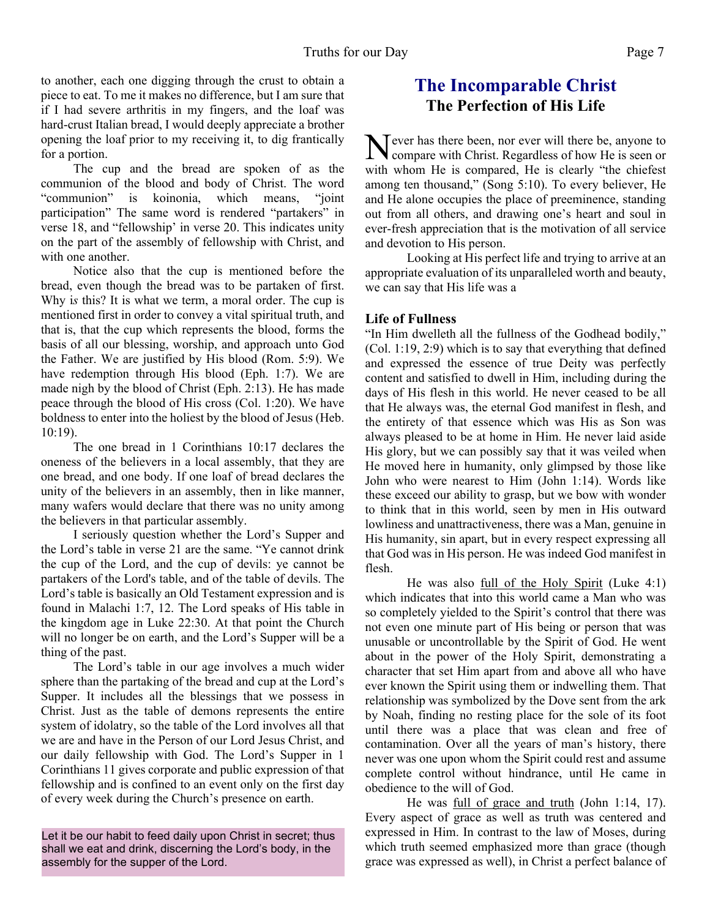to another, each one digging through the crust to obtain a piece to eat. To me it makes no difference, but I am sure that if I had severe arthritis in my fingers, and the loaf was hard-crust Italian bread, I would deeply appreciate a brother opening the loaf prior to my receiving it, to dig frantically for a portion.

The cup and the bread are spoken of as the communion of the blood and body of Christ. The word "communion" is koinonia, which means, "joint participation" The same word is rendered "partakers" in verse 18, and "fellowship' in verse 20. This indicates unity on the part of the assembly of fellowship with Christ, and with one another.

Notice also that the cup is mentioned before the bread, even though the bread was to be partaken of first. Why i*s* this? It is what we term, a moral order. The cup is mentioned first in order to convey a vital spiritual truth, and that is, that the cup which represents the blood, forms the basis of all our blessing, worship, and approach unto God the Father. We are justified by His blood (Rom. 5:9). We have redemption through His blood (Eph. 1:7). We are made nigh by the blood of Christ (Eph. 2:13). He has made peace through the blood of His cross (Col. 1:20). We have boldness to enter into the holiest by the blood of Jesus (Heb. 10:19).

The one bread in 1 Corinthians 10:17 declares the oneness of the believers in a local assembly, that they are one bread, and one body. If one loaf of bread declares the unity of the believers in an assembly, then in like manner, many wafers would declare that there was no unity among the believers in that particular assembly.

I seriously question whether the Lord's Supper and the Lord's table in verse 21 are the same. "Ye cannot drink the cup of the Lord, and the cup of devils: ye cannot be partakers of the Lord's table, and of the table of devils. The Lord's table is basically an Old Testament expression and is found in Malachi 1:7, 12. The Lord speaks of His table in the kingdom age in Luke 22:30. At that point the Church will no longer be on earth, and the Lord's Supper will be a thing of the past.

The Lord's table in our age involves a much wider sphere than the partaking of the bread and cup at the Lord's Supper. It includes all the blessings that we possess in Christ. Just as the table of demons represents the entire system of idolatry, so the table of the Lord involves all that we are and have in the Person of our Lord Jesus Christ, and our daily fellowship with God. The Lord's Supper in 1 Corinthians 11 gives corporate and public expression of that fellowship and is confined to an event only on the first day of every week during the Church's presence on earth.

Let it be our habit to feed daily upon Christ in secret; thus shall we eat and drink, discerning the Lord's body, in the assembly for the supper of the Lord.

# The Incomparable Christ
## The Perfection of His Life

Never has there been, nor ever will there be, anyone to compare with Christ. Regardless of how He is seen or with whom He is compared, He is clearly "the chiefest among ten thousand," (Song 5:10). To every believer, He and He alone occupies the place of preeminence, standing out from all others, and drawing one's heart and soul in ever-fresh appreciation that is the motivation of all service and devotion to His person.

Looking at His perfect life and trying to arrive at an appropriate evaluation of its unparalleled worth and beauty, we can say that His life was a

**Life of Fullness**

"In Him dwelleth all the fullness of the Godhead bodily," (Col. 1:19, 2:9) which is to say that everything that defined and expressed the essence of true Deity was perfectly content and satisfied to dwell in Him, including during the days of His flesh in this world. He never ceased to be all that He always was, the eternal God manifest in flesh, and the entirety of that essence which was His as Son was always pleased to be at home in Him. He never laid aside His glory, but we can possibly say that it was veiled when He moved here in humanity, only glimpsed by those like John who were nearest to Him (John 1:14). Words like these exceed our ability to grasp, but we bow with wonder to think that in this world, seen by men in His outward lowliness and unattractiveness, there was a Man, genuine in His humanity, sin apart, but in every respect expressing all that God was in His person. He was indeed God manifest in flesh.

He was also <u>full of the Holy Spirit</u> (Luke 4:1) which indicates that into this world came a Man who was so completely yielded to the Spirit's control that there was not even one minute part of His being or person that was unusable or uncontrollable by the Spirit of God. He went about in the power of the Holy Spirit, demonstrating a character that set Him apart from and above all who have ever known the Spirit using them or indwelling them. That relationship was symbolized by the Dove sent from the ark by Noah, finding no resting place for the sole of its foot until there was a place that was clean and free of contamination. Over all the years of man's history, there never was one upon whom the Spirit could rest and assume complete control without hindrance, until He came in obedience to the will of God.

He was <u>full of grace and truth</u> (John 1:14, 17). Every aspect of grace as well as truth was centered and expressed in Him. In contrast to the law of Moses, during which truth seemed emphasized more than grace (though grace was expressed as well), in Christ a perfect balance of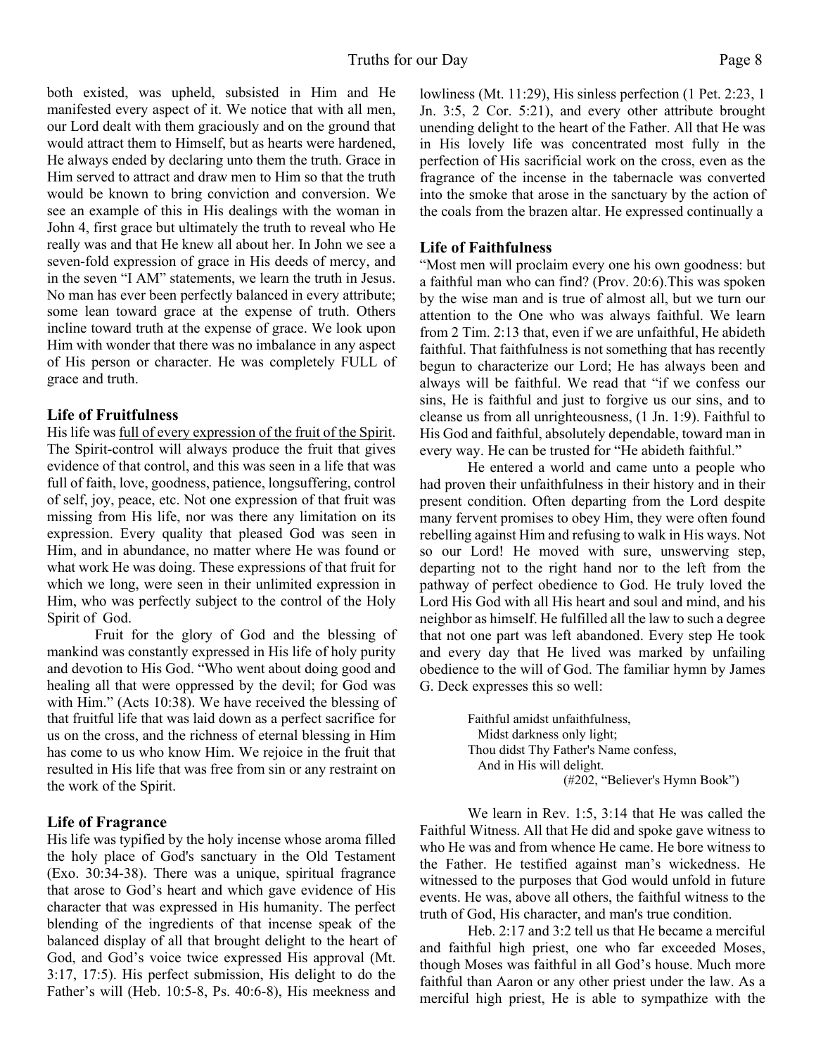both existed, was upheld, subsisted in Him and He manifested every aspect of it. We notice that with all men, our Lord dealt with them graciously and on the ground that would attract them to Himself, but as hearts were hardened, He always ended by declaring unto them the truth. Grace in Him served to attract and draw men to Him so that the truth would be known to bring conviction and conversion. We see an example of this in His dealings with the woman in John 4, first grace but ultimately the truth to reveal who He really was and that He knew all about her. In John we see a seven-fold expression of grace in His deeds of mercy, and in the seven "I AM" statements, we learn the truth in Jesus. No man has ever been perfectly balanced in every attribute; some lean toward grace at the expense of truth. Others incline toward truth at the expense of grace. We look upon Him with wonder that there was no imbalance in any aspect of His person or character. He was completely FULL of grace and truth.

### Life of Fruitfulness

His life was <u>full of every expression of the fruit of the Spirit</u>. The Spirit-control will always produce the fruit that gives evidence of that control, and this was seen in a life that was full of faith, love, goodness, patience, longsuffering, control of self, joy, peace, etc. Not one expression of that fruit was missing from His life, nor was there any limitation on its expression. Every quality that pleased God was seen in Him, and in abundance, no matter where He was found or what work He was doing. These expressions of that fruit for which we long, were seen in their unlimited expression in Him, who was perfectly subject to the control of the Holy Spirit of God.

Fruit for the glory of God and the blessing of mankind was constantly expressed in His life of holy purity and devotion to His God. "Who went about doing good and healing all that were oppressed by the devil; for God was with Him." (Acts 10:38). We have received the blessing of that fruitful life that was laid down as a perfect sacrifice for us on the cross, and the richness of eternal blessing in Him has come to us who know Him. We rejoice in the fruit that resulted in His life that was free from sin or any restraint on the work of the Spirit.

### Life of Fragrance

His life was typified by the holy incense whose aroma filled the holy place of God's sanctuary in the Old Testament (Exo. 30:34-38). There was a unique, spiritual fragrance that arose to God's heart and which gave evidence of His character that was expressed in His humanity. The perfect blending of the ingredients of that incense speak of the balanced display of all that brought delight to the heart of God, and God's voice twice expressed His approval (Mt. 3:17, 17:5). His perfect submission, His delight to do the Father's will (Heb. 10:5-8, Ps. 40:6-8), His meekness and lowliness (Mt. 11:29), His sinless perfection (1 Pet. 2:23, 1 Jn. 3:5, 2 Cor. 5:21), and every other attribute brought unending delight to the heart of the Father. All that He was in His lovely life was concentrated most fully in the perfection of His sacrificial work on the cross, even as the fragrance of the incense in the tabernacle was converted into the smoke that arose in the sanctuary by the action of the coals from the brazen altar. He expressed continually a

### Life of Faithfulness

"Most men will proclaim every one his own goodness: but a faithful man who can find? (Prov. 20:6).This was spoken by the wise man and is true of almost all, but we turn our attention to the One who was always faithful. We learn from 2 Tim. 2:13 that, even if we are unfaithful, He abideth faithful. That faithfulness is not something that has recently begun to characterize our Lord; He has always been and always will be faithful. We read that "if we confess our sins, He is faithful and just to forgive us our sins, and to cleanse us from all unrighteousness, (1 Jn. 1:9). Faithful to His God and faithful, absolutely dependable, toward man in every way. He can be trusted for "He abideth faithful."

He entered a world and came unto a people who had proven their unfaithfulness in their history and in their present condition. Often departing from the Lord despite many fervent promises to obey Him, they were often found rebelling against Him and refusing to walk in His ways. Not so our Lord! He moved with sure, unswerving step, departing not to the right hand nor to the left from the pathway of perfect obedience to God. He truly loved the Lord His God with all His heart and soul and mind, and his neighbor as himself. He fulfilled all the law to such a degree that not one part was left abandoned. Every step He took and every day that He lived was marked by unfailing obedience to the will of God. The familiar hymn by James G. Deck expresses this so well:

> Faithful amidst unfaithfulness,
> Midst darkness only light;
> Thou didst Thy Father's Name confess,
> And in His will delight.
> (#202, "Believer's Hymn Book")

We learn in Rev. 1:5, 3:14 that He was called the Faithful Witness. All that He did and spoke gave witness to who He was and from whence He came. He bore witness to the Father. He testified against man's wickedness. He witnessed to the purposes that God would unfold in future events. He was, above all others, the faithful witness to the truth of God, His character, and man's true condition.

Heb. 2:17 and 3:2 tell us that He became a merciful and faithful high priest, one who far exceeded Moses, though Moses was faithful in all God's house. Much more faithful than Aaron or any other priest under the law. As a merciful high priest, He is able to sympathize with the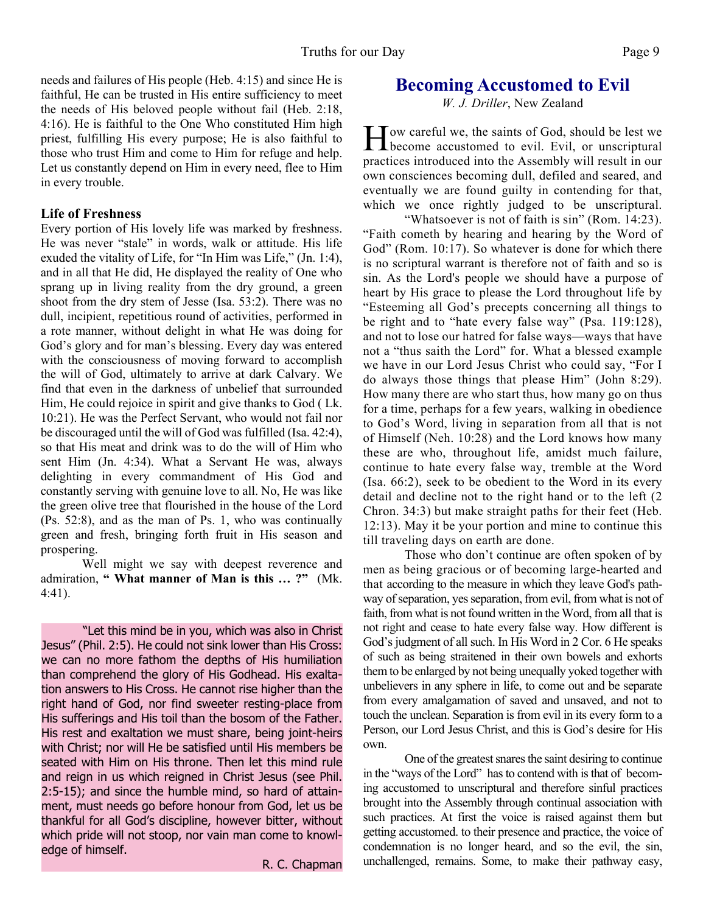needs and failures of His people (Heb. 4:15) and since He is faithful, He can be trusted in His entire sufficiency to meet the needs of His beloved people without fail (Heb. 2:18, 4:16). He is faithful to the One Who constituted Him high priest, fulfilling His every purpose; He is also faithful to those who trust Him and come to Him for refuge and help. Let us constantly depend on Him in every need, flee to Him in every trouble.

**Life of Freshness**

Every portion of His lovely life was marked by freshness. He was never "stale" in words, walk or attitude. His life exuded the vitality of Life, for "In Him was Life," (Jn. 1:4), and in all that He did, He displayed the reality of One who sprang up in living reality from the dry ground, a green shoot from the dry stem of Jesse (Isa. 53:2). There was no dull, incipient, repetitious round of activities, performed in a rote manner, without delight in what He was doing for God's glory and for man's blessing. Every day was entered with the consciousness of moving forward to accomplish the will of God, ultimately to arrive at dark Calvary. We find that even in the darkness of unbelief that surrounded Him, He could rejoice in spirit and give thanks to God ( Lk. 10:21). He was the Perfect Servant, who would not fail nor be discouraged until the will of God was fulfilled (Isa. 42:4), so that His meat and drink was to do the will of Him who sent Him (Jn. 4:34). What a Servant He was, always delighting in every commandment of His God and constantly serving with genuine love to all. No, He was like the green olive tree that flourished in the house of the Lord (Ps. 52:8), and as the man of Ps. 1, who was continually green and fresh, bringing forth fruit in His season and prospering.

Well might we say with deepest reverence and admiration, **" What manner of Man is this … ?"** (Mk. 4:41).

"Let this mind be in you, which was also in Christ Jesus" (Phil. 2:5). He could not sink lower than His Cross: we can no more fathom the depths of His humiliation than comprehend the glory of His Godhead. His exaltation answers to His Cross. He cannot rise higher than the right hand of God, nor find sweeter resting-place from His sufferings and His toil than the bosom of the Father. His rest and exaltation we must share, being joint-heirs with Christ; nor will He be satisfied until His members be seated with Him on His throne. Then let this mind rule and reign in us which reigned in Christ Jesus (see Phil. 2:5-15); and since the humble mind, so hard of attainment, must needs go before honour from God, let us be thankful for all God's discipline, however bitter, without which pride will not stoop, nor vain man come to knowledge of himself.

R. C. Chapman

## Becoming Accustomed to Evil

*W. J. Driller*, New Zealand

How careful we, the saints of God, should be lest we become accustomed to evil. Evil, or unscriptural practices introduced into the Assembly will result in our own consciences becoming dull, defiled and seared, and eventually we are found guilty in contending for that, which we once rightly judged to be unscriptural.

"Whatsoever is not of faith is sin" (Rom. 14:23). "Faith cometh by hearing and hearing by the Word of God" (Rom. 10:17). So whatever is done for which there is no scriptural warrant is therefore not of faith and so is sin. As the Lord's people we should have a purpose of heart by His grace to please the Lord throughout life by "Esteeming all God's precepts concerning all things to be right and to "hate every false way" (Psa. 119:128), and not to lose our hatred for false ways—ways that have not a "thus saith the Lord" for. What a blessed example we have in our Lord Jesus Christ who could say, "For I do always those things that please Him" (John 8:29). How many there are who start thus, how many go on thus for a time, perhaps for a few years, walking in obedience to God's Word, living in separation from all that is not of Himself (Neh. 10:28) and the Lord knows how many these are who, throughout life, amidst much failure, continue to hate every false way, tremble at the Word (Isa. 66:2), seek to be obedient to the Word in its every detail and decline not to the right hand or to the left (2 Chron. 34:3) but make straight paths for their feet (Heb. 12:13). May it be your portion and mine to continue this till traveling days on earth are done.

Those who don't continue are often spoken of by men as being gracious or of becoming large-hearted and that according to the measure in which they leave God's pathway of separation, yes separation, from evil, from what is not of faith, from what is not found written in the Word, from all that is not right and cease to hate every false way. How different is God's judgment of all such. In His Word in 2 Cor. 6 He speaks of such as being straitened in their own bowels and exhorts them to be enlarged by not being unequally yoked together with unbelievers in any sphere in life, to come out and be separate from every amalgamation of saved and unsaved, and not to touch the unclean. Separation is from evil in its every form to a Person, our Lord Jesus Christ, and this is God's desire for His own.

One of the greatest snares the saint desiring to continue in the "ways of the Lord" has to contend with is that of becoming accustomed to unscriptural and therefore sinful practices brought into the Assembly through continual association with such practices. At first the voice is raised against them but getting accustomed. to their presence and practice, the voice of condemnation is no longer heard, and so the evil, the sin, unchallenged, remains. Some, to make their pathway easy,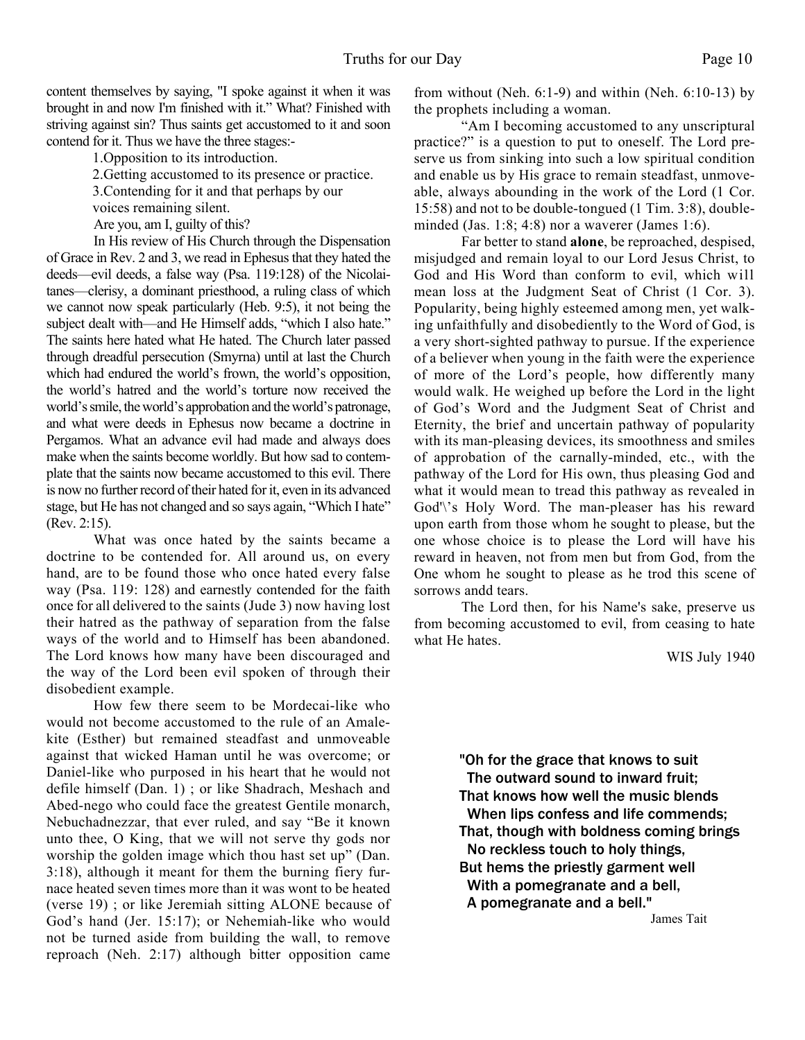content themselves by saying, "I spoke against it when it was brought in and now I'm finished with it." What? Finished with striving against sin? Thus saints get accustomed to it and soon contend for it. Thus we have the three stages:-

1. Opposition to its introduction.
2. Getting accustomed to its presence or practice.
3. Contending for it and that perhaps by our voices remaining silent.

Are you, am I, guilty of this?

In His review of His Church through the Dispensation of Grace in Rev. 2 and 3, we read in Ephesus that they hated the deeds—evil deeds, a false way (Psa. 119:128) of the Nicolaitanes—clerisy, a dominant priesthood, a ruling class of which we cannot now speak particularly (Heb. 9:5), it not being the subject dealt with—and He Himself adds, "which I also hate." The saints here hated what He hated. The Church later passed through dreadful persecution (Smyrna) until at last the Church which had endured the world's frown, the world's opposition, the world's hatred and the world's torture now received the world's smile, the world's approbation and the world's patronage, and what were deeds in Ephesus now became a doctrine in Pergamos. What an advance evil had made and always does make when the saints become worldly. But how sad to contemplate that the saints now became accustomed to this evil. There is now no further record of their hated for it, even in its advanced stage, but He has not changed and so says again, "Which I hate" (Rev. 2:15).

What was once hated by the saints became a doctrine to be contended for. All around us, on every hand, are to be found those who once hated every false way (Psa. 119: 128) and earnestly contended for the faith once for all delivered to the saints (Jude 3) now having lost their hatred as the pathway of separation from the false ways of the world and to Himself has been abandoned. The Lord knows how many have been discouraged and the way of the Lord been evil spoken of through their disobedient example.

How few there seem to be Mordecai-like who would not become accustomed to the rule of an Amalekite (Esther) but remained steadfast and unmoveable against that wicked Haman until he was overcome; or Daniel-like who purposed in his heart that he would not defile himself (Dan. 1) ; or like Shadrach, Meshach and Abed-nego who could face the greatest Gentile monarch, Nebuchadnezzar, that ever ruled, and say "Be it known unto thee, O King, that we will not serve thy gods nor worship the golden image which thou hast set up" (Dan. 3:18), although it meant for them the burning fiery furnace heated seven times more than it was wont to be heated (verse 19) ; or like Jeremiah sitting ALONE because of God's hand (Jer. 15:17); or Nehemiah-like who would not be turned aside from building the wall, to remove reproach (Neh. 2:17) although bitter opposition came from without (Neh. 6:1-9) and within (Neh. 6:10-13) by the prophets including a woman.

"Am I becoming accustomed to any unscriptural practice?" is a question to put to oneself. The Lord preserve us from sinking into such a low spiritual condition and enable us by His grace to remain steadfast, unmoveable, always abounding in the work of the Lord (1 Cor. 15:58) and not to be double-tongued (1 Tim. 3:8), double-minded (Jas. 1:8; 4:8) nor a waverer (James 1:6).

Far better to stand **alone**, be reproached, despised, misjudged and remain loyal to our Lord Jesus Christ, to God and His Word than conform to evil, which will mean loss at the Judgment Seat of Christ (1 Cor. 3). Popularity, being highly esteemed among men, yet walking unfaithfully and disobediently to the Word of God, is a very short-sighted pathway to pursue. If the experience of a believer when young in the faith were the experience of more of the Lord's people, how differently many would walk. He weighed up before the Lord in the light of God's Word and the Judgment Seat of Christ and Eternity, the brief and uncertain pathway of popularity with its man-pleasing devices, its smoothness and smiles of approbation of the carnally-minded, etc., with the pathway of the Lord for His own, thus pleasing God and what it would mean to tread this pathway as revealed in God'\'s Holy Word. The man-pleaser has his reward upon earth from those whom he sought to please, but the one whose choice is to please the Lord will have his reward in heaven, not from men but from God, from the One whom he sought to please as he trod this scene of sorrows andd tears.

The Lord then, for his Name's sake, preserve us from becoming accustomed to evil, from ceasing to hate what He hates.

WIS July 1940

"Oh for the grace that knows to suit
The outward sound to inward fruit;
That knows how well the music blends
When lips confess and life commends;
That, though with boldness coming brings
No reckless touch to holy things,
But hems the priestly garment well
With a pomegranate and a bell,
A pomegranate and a bell."

James Tait